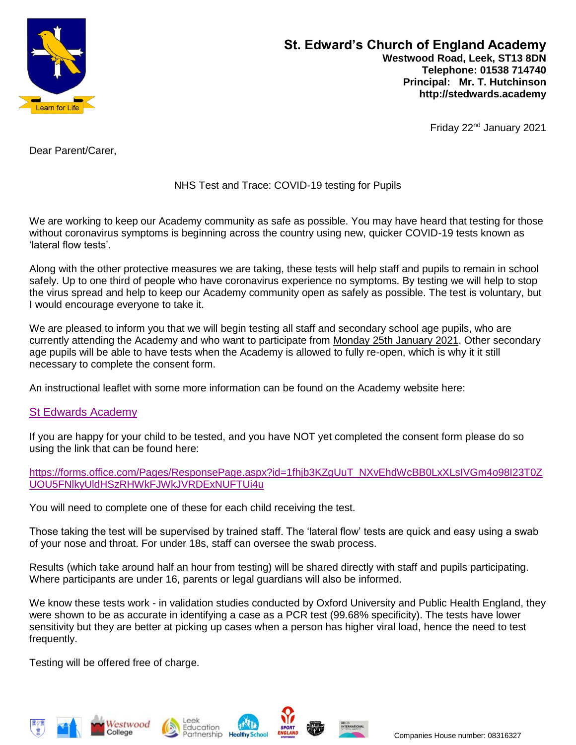**St. Edward's Church of England Academy**
**Westwood Road, Leek, ST13 8DN**
**Telephone: 01538 714740**
**Principal: Mr. T. Hutchinson**
**http://stedwards.academy**

Friday 22nd January 2021

Dear Parent/Carer,

NHS Test and Trace: COVID-19 testing for Pupils

We are working to keep our Academy community as safe as possible. You may have heard that testing for those without coronavirus symptoms is beginning across the country using new, quicker COVID-19 tests known as 'lateral flow tests'.

Along with the other protective measures we are taking, these tests will help staff and pupils to remain in school safely. Up to one third of people who have coronavirus experience no symptoms. By testing we will help to stop the virus spread and help to keep our Academy community open as safely as possible. The test is voluntary, but I would encourage everyone to take it.

We are pleased to inform you that we will begin testing all staff and secondary school age pupils, who are currently attending the Academy and who want to participate from Monday 25th January 2021. Other secondary age pupils will be able to have tests when the Academy is allowed to fully re-open, which is why it it still necessary to complete the consent form.

An instructional leaflet with some more information can be found on the Academy website here:

St Edwards Academy

If you are happy for your child to be tested, and you have NOT yet completed the consent form please do so using the link that can be found here:

https://forms.office.com/Pages/ResponsePage.aspx?id=1fhjb3KZgUuT_NXvEhdWcBB0LxXLsIVGm4o98I23T0ZUOU5FNlkyUldHSzRHWkFJWkJVRDExNUFTUi4u

You will need to complete one of these for each child receiving the test.

Those taking the test will be supervised by trained staff. The 'lateral flow' tests are quick and easy using a swab of your nose and throat. For under 18s, staff can oversee the swab process.

Results (which take around half an hour from testing) will be shared directly with staff and pupils participating. Where participants are under 16, parents or legal guardians will also be informed.

We know these tests work - in validation studies conducted by Oxford University and Public Health England, they were shown to be as accurate in identifying a case as a PCR test (99.68% specificity). The tests have lower sensitivity but they are better at picking up cases when a person has higher viral load, hence the need to test frequently.

Testing will be offered free of charge.

Companies House number: 08316327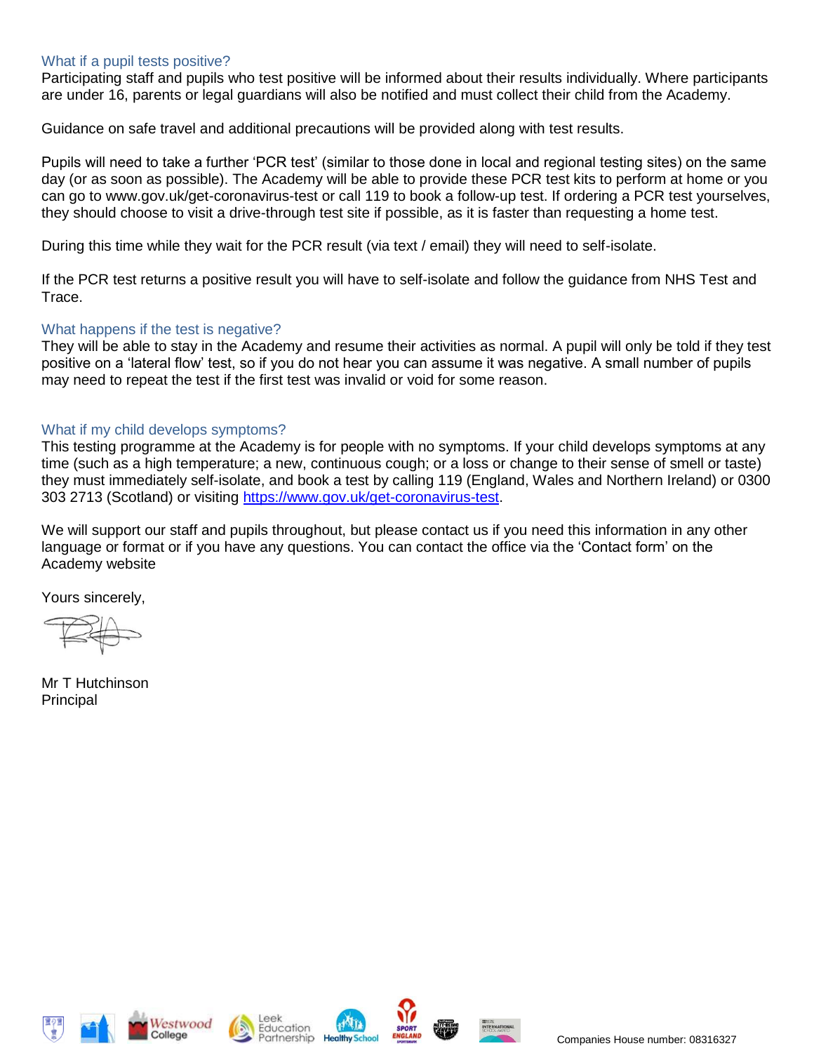### What if a pupil tests positive?

Participating staff and pupils who test positive will be informed about their results individually. Where participants are under 16, parents or legal guardians will also be notified and must collect their child from the Academy.

Guidance on safe travel and additional precautions will be provided along with test results.

Pupils will need to take a further 'PCR test' (similar to those done in local and regional testing sites) on the same day (or as soon as possible). The Academy will be able to provide these PCR test kits to perform at home or you can go to www.gov.uk/get-coronavirus-test or call 119 to book a follow-up test. If ordering a PCR test yourselves, they should choose to visit a drive-through test site if possible, as it is faster than requesting a home test.

During this time while they wait for the PCR result (via text / email) they will need to self-isolate.

If the PCR test returns a positive result you will have to self-isolate and follow the guidance from NHS Test and Trace.

### What happens if the test is negative?

They will be able to stay in the Academy and resume their activities as normal. A pupil will only be told if they test positive on a 'lateral flow' test, so if you do not hear you can assume it was negative. A small number of pupils may need to repeat the test if the first test was invalid or void for some reason.

### What if my child develops symptoms?

This testing programme at the Academy is for people with no symptoms. If your child develops symptoms at any time (such as a high temperature; a new, continuous cough; or a loss or change to their sense of smell or taste) they must immediately self-isolate, and book a test by calling 119 (England, Wales and Northern Ireland) or 0300 303 2713 (Scotland) or visiting https://www.gov.uk/get-coronavirus-test.

We will support our staff and pupils throughout, but please contact us if you need this information in any other language or format or if you have any questions. You can contact the office via the 'Contact form' on the Academy website

Yours sincerely,

Mr T Hutchinson
Principal

Companies House number: 08316327